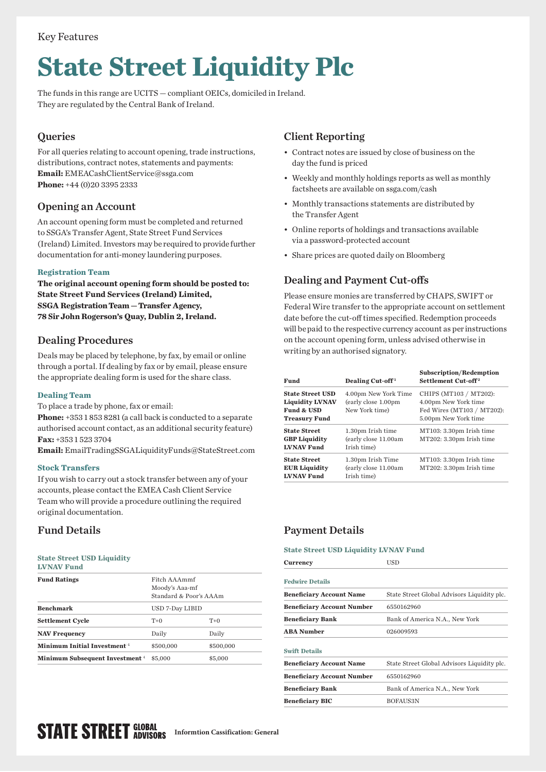Key Features

# State Street Liquidity Plc

The funds in this range are UCITS — compliant OEICs, domiciled in Ireland.
They are regulated by the Central Bank of Ireland.

## Queries

For all queries relating to account opening, trade instructions, distributions, contract notes, statements and payments:
**Email:** EMEACashClientService@ssga.com
**Phone:** +44 (0)20 3395 2333

## Opening an Account

An account opening form must be completed and returned to SSGA's Transfer Agent, State Street Fund Services (Ireland) Limited. Investors may be required to provide further documentation for anti-money laundering purposes.

### Registration Team

**The original account opening form should be posted to:**
**State Street Fund Services (Ireland) Limited,**
**SSGA Registration Team — Transfer Agency,**
**78 Sir John Rogerson's Quay, Dublin 2, Ireland.**

## Dealing Procedures

Deals may be placed by telephone, by fax, by email or online through a portal. If dealing by fax or by email, please ensure the appropriate dealing form is used for the share class.

### Dealing Team

To place a trade by phone, fax or email:
**Phone:** +353 1 853 8281 (a call back is conducted to a separate authorised account contact, as an additional security feature)
**Fax:** +353 1 523 3704
**Email:** EmailTradingSSGALiquidityFunds@StateStreet.com

### Stock Transfers

If you wish to carry out a stock transfer between any of your accounts, please contact the EMEA Cash Client Service Team who will provide a procedure outlining the required original documentation.

## Client Reporting

- Contract notes are issued by close of business on the day the fund is priced
- Weekly and monthly holdings reports as well as monthly factsheets are available on ssga.com/cash
- Monthly transactions statements are distributed by the Transfer Agent
- Online reports of holdings and transactions available via a password-protected account
- Share prices are quoted daily on Bloomberg

## Dealing and Payment Cut-offs

Please ensure monies are transferred by CHAPS, SWIFT or Federal Wire transfer to the appropriate account on settlement date before the cut-off times specified. Redemption proceeds will be paid to the respective currency account as per instructions on the account opening form, unless advised otherwise in writing by an authorised signatory.

| Fund | Dealing Cut-off[1] | Subscription/Redemption Settlement Cut-off[2] |
|---|---|---|
| **State Street USD Liquidity LVNAV Fund & USD Treasury Fund** | 4.00pm New York Time (early close 1.00pm New York time) | CHIPS (MT103 / MT202): 4.00pm New York time<br>Fed Wires (MT103 / MT202): 5.00pm New York time |
| **State Street GBP Liquidity LVNAV Fund** | 1.30pm Irish time (early close 11.00am Irish time) | MT103: 3.30pm Irish time<br>MT202: 3.30pm Irish time |
| **State Street EUR Liquidity LVNAV Fund** | 1.30pm Irish Time (early close 11.00am Irish time) | MT103: 3.30pm Irish time<br>MT202: 3.30pm Irish time |

## Fund Details

### State Street USD Liquidity LVNAV Fund

| | | |
|---|---|---|
| **Fund Ratings** | Fitch AAAmmf<br>Moody's Aaa-mf<br>Standard & Poor's AAAm | |
| **Benchmark** | USD 7-Day LIBID | |
| **Settlement Cycle** | T+0 | T+0 |
| **NAV Frequency** | Daily | Daily |
| **Minimum Initial Investment**[4] | $500,000 | $500,000 |
| **Minimum Subsequent Investment**[4] | $5,000 | $5,000 |

## Payment Details

### State Street USD Liquidity LVNAV Fund

| | |
|---|---|
| **Currency** | USD |
| **Fedwire Details** | |
| **Beneficiary Account Name** | State Street Global Advisors Liquidity plc. |
| **Beneficiary Account Number** | 6550162960 |
| **Beneficiary Bank** | Bank of America N.A., New York |
| **ABA Number** | 026009593 |
| **Swift Details** | |
| **Beneficiary Account Name** | State Street Global Advisors Liquidity plc. |
| **Beneficiary Account Number** | 6550162960 |
| **Beneficiary Bank** | Bank of America N.A., New York |
| **Beneficiary BIC** | BOFAUS3N |

STATE STREET GLOBAL ADVISORS **Informtion Cassification: General**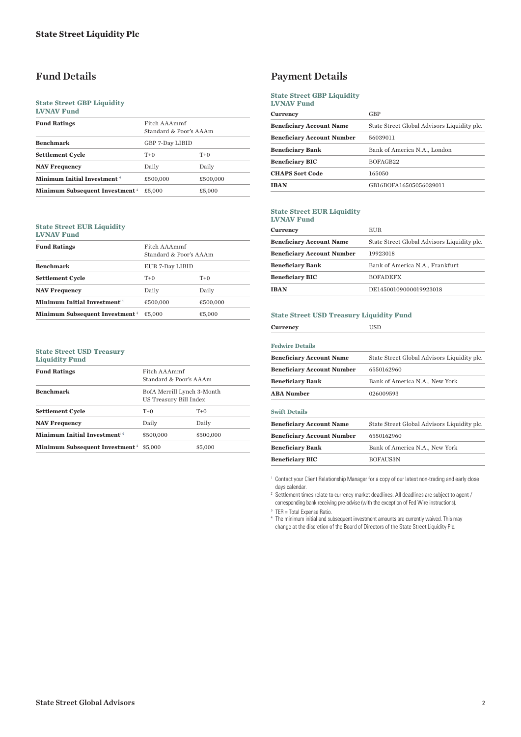## Fund Details

### State Street GBP Liquidity LVNAV Fund

| | | |
|---|---|---|
| **Fund Ratings** | Fitch AAAmmf<br>Standard & Poor's AAAm | |
| **Benchmark** | GBP 7-Day LIBID | |
| **Settlement Cycle** | T+0 | T+0 |
| **NAV Frequency** | Daily | Daily |
| **Minimum Initial Investment** [4] | £500,000 | £500,000 |
| **Minimum Subsequent Investment** [4] | £5,000 | £5,000 |

### State Street EUR Liquidity LVNAV Fund

| | | |
|---|---|---|
| **Fund Ratings** | Fitch AAAmmf<br>Standard & Poor's AAAm | |
| **Benchmark** | EUR 7-Day LIBID | |
| **Settlement Cycle** | T+0 | T+0 |
| **NAV Frequency** | Daily | Daily |
| **Minimum Initial Investment** [4] | €500,000 | €500,000 |
| **Minimum Subsequent Investment** [4] | €5,000 | €5,000 |

### State Street USD Treasury Liquidity Fund

| | | |
|---|---|---|
| **Fund Ratings** | Fitch AAAmmf<br>Standard & Poor's AAAm | |
| **Benchmark** | BofA Merrill Lynch 3-Month US Treasury Bill Index | |
| **Settlement Cycle** | T+0 | T+0 |
| **NAV Frequency** | Daily | Daily |
| **Minimum Initial Investment** [4] | $500,000 | $500,000 |
| **Minimum Subsequent Investment** [4] | $5,000 | $5,000 |

## Payment Details

### State Street GBP Liquidity LVNAV Fund

| | |
|---|---|
| **Currency** | GBP |
| **Beneficiary Account Name** | State Street Global Advisors Liquidity plc. |
| **Beneficiary Account Number** | 56039011 |
| **Beneficiary Bank** | Bank of America N.A., London |
| **Beneficiary BIC** | BOFAGB22 |
| **CHAPS Sort Code** | 165050 |
| **IBAN** | GB16BOFA16505056039011 |

### State Street EUR Liquidity LVNAV Fund

| | |
|---|---|
| **Currency** | EUR |
| **Beneficiary Account Name** | State Street Global Advisors Liquidity plc. |
| **Beneficiary Account Number** | 19923018 |
| **Beneficiary Bank** | Bank of America N.A., Frankfurt |
| **Beneficiary BIC** | BOFADEFX |
| **IBAN** | DE14500109000019923018 |

### State Street USD Treasury Liquidity Fund

| | |
|---|---|
| **Currency** | USD |

#### Fedwire Details

| | |
|---|---|
| **Beneficiary Account Name** | State Street Global Advisors Liquidity plc. |
| **Beneficiary Account Number** | 6550162960 |
| **Beneficiary Bank** | Bank of America N.A., New York |
| **ABA Number** | 026009593 |

#### Swift Details

| | |
|---|---|
| **Beneficiary Account Name** | State Street Global Advisors Liquidity plc. |
| **Beneficiary Account Number** | 6550162960 |
| **Beneficiary Bank** | Bank of America N.A., New York |
| **Beneficiary BIC** | BOFAUS3N |

[1] Contact your Client Relationship Manager for a copy of our latest non-trading and early close days calendar.

[2] Settlement times relate to currency market deadlines. All deadlines are subject to agent / corresponding bank receiving pre-advise (with the exception of Fed Wire instructions).

[3] TER = Total Expense Ratio.

[4] The minimum initial and subsequent investment amounts are currently waived. This may change at the discretion of the Board of Directors of the State Street Liquidity Plc.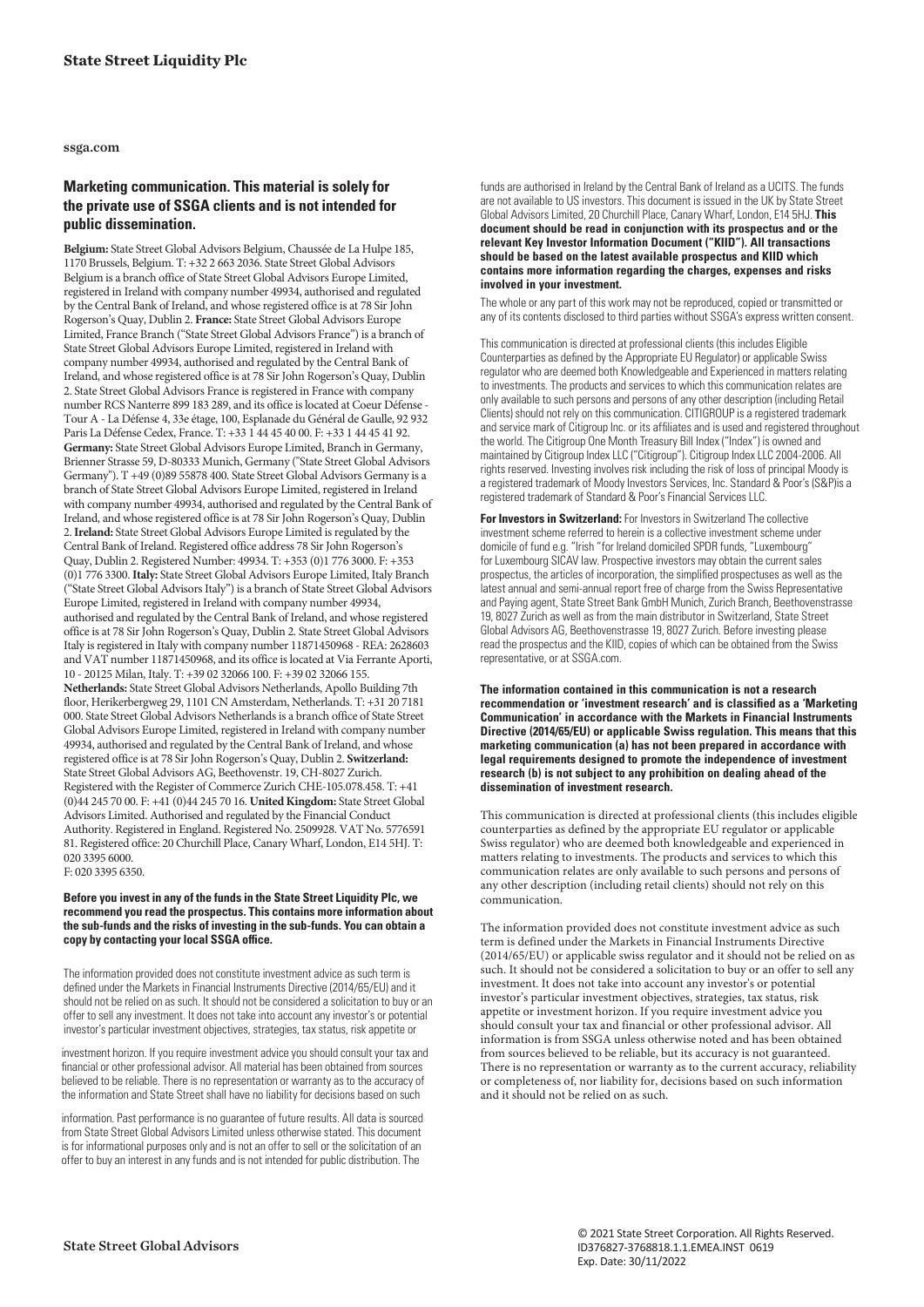ssga.com

## Marketing communication. This material is solely for the private use of SSGA clients and is not intended for public dissemination.

**Belgium:** State Street Global Advisors Belgium, Chaussée de La Hulpe 185, 1170 Brussels, Belgium. T: +32 2 663 2036. State Street Global Advisors Belgium is a branch office of State Street Global Advisors Europe Limited, registered in Ireland with company number 49934, authorised and regulated by the Central Bank of Ireland, and whose registered office is at 78 Sir John Rogerson's Quay, Dublin 2. **France:** State Street Global Advisors Europe Limited, France Branch ("State Street Global Advisors France") is a branch of State Street Global Advisors Europe Limited, registered in Ireland with company number 49934, authorised and regulated by the Central Bank of Ireland, and whose registered office is at 78 Sir John Rogerson's Quay, Dublin 2. State Street Global Advisors France is registered in France with company number RCS Nanterre 899 183 289, and its office is located at Coeur Défense - Tour A - La Défense 4, 33e étage, 100, Esplanade du Général de Gaulle, 92 932 Paris La Défense Cedex, France. T: +33 1 44 45 40 00. F: +33 1 44 45 41 92. **Germany:** State Street Global Advisors Europe Limited, Branch in Germany, Brienner Strasse 59, D-80333 Munich, Germany ("State Street Global Advisors Germany"). T +49 (0)89 55878 400. State Street Global Advisors Germany is a branch of State Street Global Advisors Europe Limited, registered in Ireland with company number 49934, authorised and regulated by the Central Bank of Ireland, and whose registered office is at 78 Sir John Rogerson's Quay, Dublin 2. **Ireland:** State Street Global Advisors Europe Limited is regulated by the Central Bank of Ireland. Registered office address 78 Sir John Rogerson's Quay, Dublin 2. Registered Number: 49934. T: +353 (0)1 776 3000. F: +353 (0)1 776 3300. **Italy:** State Street Global Advisors Europe Limited, Italy Branch ("State Street Global Advisors Italy") is a branch of State Street Global Advisors Europe Limited, registered in Ireland with company number 49934, authorised and regulated by the Central Bank of Ireland, and whose registered office is at 78 Sir John Rogerson's Quay, Dublin 2. State Street Global Advisors Italy is registered in Italy with company number 11871450968 - REA: 2628603 and VAT number 11871450968, and its office is located at Via Ferrante Aporti, 10 - 20125 Milan, Italy. T: +39 02 32066 100. F: +39 02 32066 155. **Netherlands:** State Street Global Advisors Netherlands, Apollo Building 7th floor, Herikerbergweg 29, 1101 CN Amsterdam, Netherlands. T: +31 20 7181 000. State Street Global Advisors Netherlands is a branch office of State Street Global Advisors Europe Limited, registered in Ireland with company number 49934, authorised and regulated by the Central Bank of Ireland, and whose registered office is at 78 Sir John Rogerson's Quay, Dublin 2. **Switzerland:** State Street Global Advisors AG, Beethovenstr. 19, CH-8027 Zurich. Registered with the Register of Commerce Zurich CHE-105.078.458. T: +41 (0)44 245 70 00. F: +41 (0)44 245 70 16. **United Kingdom:** State Street Global Advisors Limited. Authorised and regulated by the Financial Conduct Authority. Registered in England. Registered No. 2509928. VAT No. 5776591 81. Registered office: 20 Churchill Place, Canary Wharf, London, E14 5HJ. T: 020 3395 6000.
F: 020 3395 6350.

**Before you invest in any of the funds in the State Street Liquidity Plc, we recommend you read the prospectus. This contains more information about the sub-funds and the risks of investing in the sub-funds. You can obtain a copy by contacting your local SSGA office.**

The information provided does not constitute investment advice as such term is defined under the Markets in Financial Instruments Directive (2014/65/EU) and it should not be relied on as such. It should not be considered a solicitation to buy or an offer to sell any investment. It does not take into account any investor's or potential investor's particular investment objectives, strategies, tax status, risk appetite or investment horizon. If you require investment advice you should consult your tax and financial or other professional advisor. All material has been obtained from sources believed to be reliable. There is no representation or warranty as to the accuracy of the information and State Street shall have no liability for decisions based on such information. Past performance is no guarantee of future results. All data is sourced from State Street Global Advisors Limited unless otherwise stated. This document is for informational purposes only and is not an offer to sell or the solicitation of an offer to buy an interest in any funds and is not intended for public distribution. The funds are authorised in Ireland by the Central Bank of Ireland as a UCITS. The funds are not available to US investors. This document is issued in the UK by State Street Global Advisors Limited, 20 Churchill Place, Canary Wharf, London, E14 5HJ. **This document should be read in conjunction with its prospectus and or the relevant Key Investor Information Document ("KIID"). All transactions should be based on the latest available prospectus and KIID which contains more information regarding the charges, expenses and risks involved in your investment.**

The whole or any part of this work may not be reproduced, copied or transmitted or any of its contents disclosed to third parties without SSGA's express written consent.

This communication is directed at professional clients (this includes Eligible Counterparties as defined by the Appropriate EU Regulator) or applicable Swiss regulator who are deemed both Knowledgeable and Experienced in matters relating to investments. The products and services to which this communication relates are only available to such persons and persons of any other description (including Retail Clients) should not rely on this communication. CITIGROUP is a registered trademark and service mark of Citigroup Inc. or its affiliates and is used and registered throughout the world. The Citigroup One Month Treasury Bill Index ("Index") is owned and maintained by Citigroup Index LLC ("Citigroup"). Citigroup Index LLC 2004-2006. All rights reserved. Investing involves risk including the risk of loss of principal Moody is a registered trademark of Moody Investors Services, Inc. Standard & Poor's (S&P)is a registered trademark of Standard & Poor's Financial Services LLC.

**For Investors in Switzerland:** For Investors in Switzerland The collective investment scheme referred to herein is a collective investment scheme under domicile of fund e.g. "Irish "for Ireland domiciled SPDR funds, "Luxembourg" for Luxembourg SICAV law. Prospective investors may obtain the current sales prospectus, the articles of incorporation, the simplified prospectuses as well as the latest annual and semi-annual report free of charge from the Swiss Representative and Paying agent, State Street Bank GmbH Munich, Zurich Branch, Beethovenstrasse 19, 8027 Zurich as well as from the main distributor in Switzerland, State Street Global Advisors AG, Beethovenstrasse 19, 8027 Zurich. Before investing please read the prospectus and the KIID, copies of which can be obtained from the Swiss representative, or at SSGA.com.

**The information contained in this communication is not a research recommendation or 'investment research' and is classified as a 'Marketing Communication' in accordance with the Markets in Financial Instruments Directive (2014/65/EU) or applicable Swiss regulation. This means that this marketing communication (a) has not been prepared in accordance with legal requirements designed to promote the independence of investment research (b) is not subject to any prohibition on dealing ahead of the dissemination of investment research.**

This communication is directed at professional clients (this includes eligible counterparties as defined by the appropriate EU regulator or applicable Swiss regulator) who are deemed both knowledgeable and experienced in matters relating to investments. The products and services to which this communication relates are only available to such persons and persons of any other description (including retail clients) should not rely on this communication.

The information provided does not constitute investment advice as such term is defined under the Markets in Financial Instruments Directive (2014/65/EU) or applicable swiss regulator and it should not be relied on as such. It should not be considered a solicitation to buy or an offer to sell any investment. It does not take into account any investor's or potential investor's particular investment objectives, strategies, tax status, risk appetite or investment horizon. If you require investment advice you should consult your tax and financial or other professional advisor. All information is from SSGA unless otherwise noted and has been obtained from sources believed to be reliable, but its accuracy is not guaranteed. There is no representation or warranty as to the current accuracy, reliability or completeness of, nor liability for, decisions based on such information and it should not be relied on as such.

© 2021 State Street Corporation. All Rights Reserved.
ID376827-3768818.1.1.EMEA.INST 0619
Exp. Date: 30/11/2022